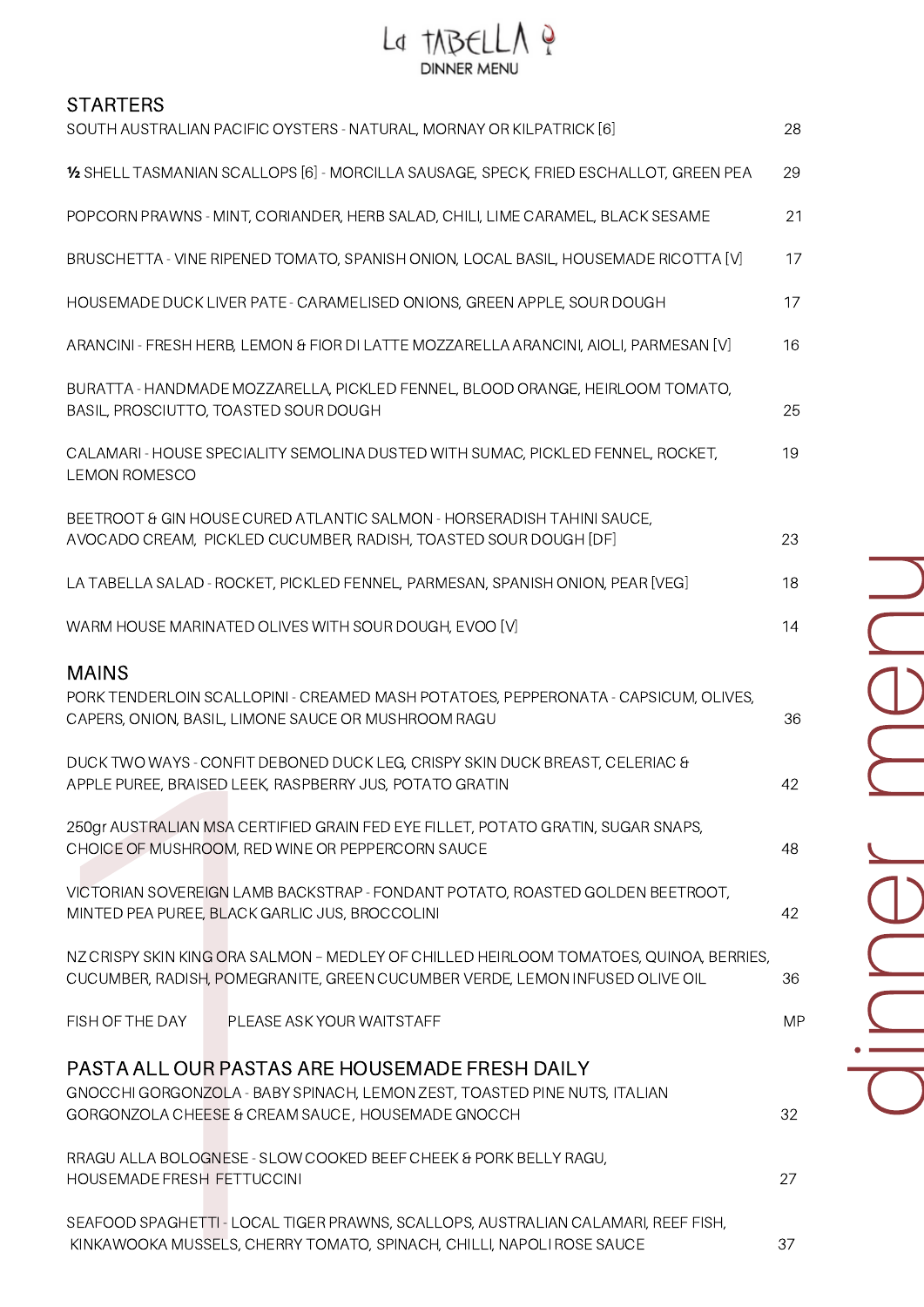# La TABELLA

DINNER MENU

## STARTERS

SOUTH AUSTRALIAN PACIFIC OYSTERS - NATURAL, MORNAY OR KILPATRICK [6] — 28

½ SHELL TASMANIAN SCALLOPS [6] - MORCILLA SAUSAGE, SPECK, FRIED ESCHALLOT, GREEN PEA — 29

POPCORN PRAWNS - MINT, CORIANDER, HERB SALAD, CHILI, LIME CARAMEL, BLACK SESAME — 21

BRUSCHETTA - VINE RIPENED TOMATO, SPANISH ONION, LOCAL BASIL, HOUSEMADE RICOTTA [V] — 17

HOUSEMADE DUCK LIVER PATE - CARAMELISED ONIONS, GREEN APPLE, SOUR DOUGH — 17

ARANCINI - FRESH HERB, LEMON & FIOR DI LATTE MOZZARELLA ARANCINI, AIOLI, PARMESAN [V] — 16

BURATTA - HANDMADE MOZZARELLA, PICKLED FENNEL, BLOOD ORANGE, HEIRLOOM TOMATO, BASIL, PROSCIUTTO, TOASTED SOUR DOUGH — 25

CALAMARI - HOUSE SPECIALITY SEMOLINA DUSTED WITH SUMAC, PICKLED FENNEL, ROCKET, LEMON ROMESCO — 19

BEETROOT & GIN HOUSE CURED ATLANTIC SALMON - HORSERADISH TAHINI SAUCE, AVOCADO CREAM, PICKLED CUCUMBER, RADISH, TOASTED SOUR DOUGH [DF] — 23

LA TABELLA SALAD - ROCKET, PICKLED FENNEL, PARMESAN, SPANISH ONION, PEAR [VEG] — 18

WARM HOUSE MARINATED OLIVES WITH SOUR DOUGH, EVOO [V] — 14

## MAINS

PORK TENDERLOIN SCALLOPINI - CREAMED MASH POTATOES, PEPPERONATA - CAPSICUM, OLIVES, CAPERS, ONION, BASIL, LIMONE SAUCE OR MUSHROOM RAGU — 36

DUCK TWO WAYS - CONFIT DEBONED DUCK LEG, CRISPY SKIN DUCK BREAST, CELERIAC & APPLE PUREE, BRAISED LEEK, RASPBERRY JUS, POTATO GRATIN — 42

250gr AUSTRALIAN MSA CERTIFIED GRAIN FED EYE FILLET, POTATO GRATIN, SUGAR SNAPS, CHOICE OF MUSHROOM, RED WINE OR PEPPERCORN SAUCE — 48

VICTORIAN SOVEREIGN LAMB BACKSTRAP - FONDANT POTATO, ROASTED GOLDEN BEETROOT, MINTED PEA PUREE, BLACK GARLIC JUS, BROCCOLINI — 42

NZ CRISPY SKIN KING ORA SALMON – MEDLEY OF CHILLED HEIRLOOM TOMATOES, QUINOA, BERRIES, CUCUMBER, RADISH, POMEGRANITE, GREEN CUCUMBER VERDE, LEMON INFUSED OLIVE OIL — 36

FISH OF THE DAY PLEASE ASK YOUR WAITSTAFF — MP

## PASTA ALL OUR PASTAS ARE HOUSEMADE FRESH DAILY

GNOCCHI GORGONZOLA - BABY SPINACH, LEMON ZEST, TOASTED PINE NUTS, ITALIAN GORGONZOLA CHEESE & CREAM SAUCE, HOUSEMADE GNOCCH — 32

RRAGU ALLA BOLOGNESE - SLOW COOKED BEEF CHEEK & PORK BELLY RAGU, HOUSEMADE FRESH FETTUCCINI — 27

SEAFOOD SPAGHETTI - LOCAL TIGER PRAWNS, SCALLOPS, AUSTRALIAN CALAMARI, REEF FISH, KINKAWOOKA MUSSELS, CHERRY TOMATO, SPINACH, CHILLI, NAPOLI ROSE SAUCE — 37

dinner menu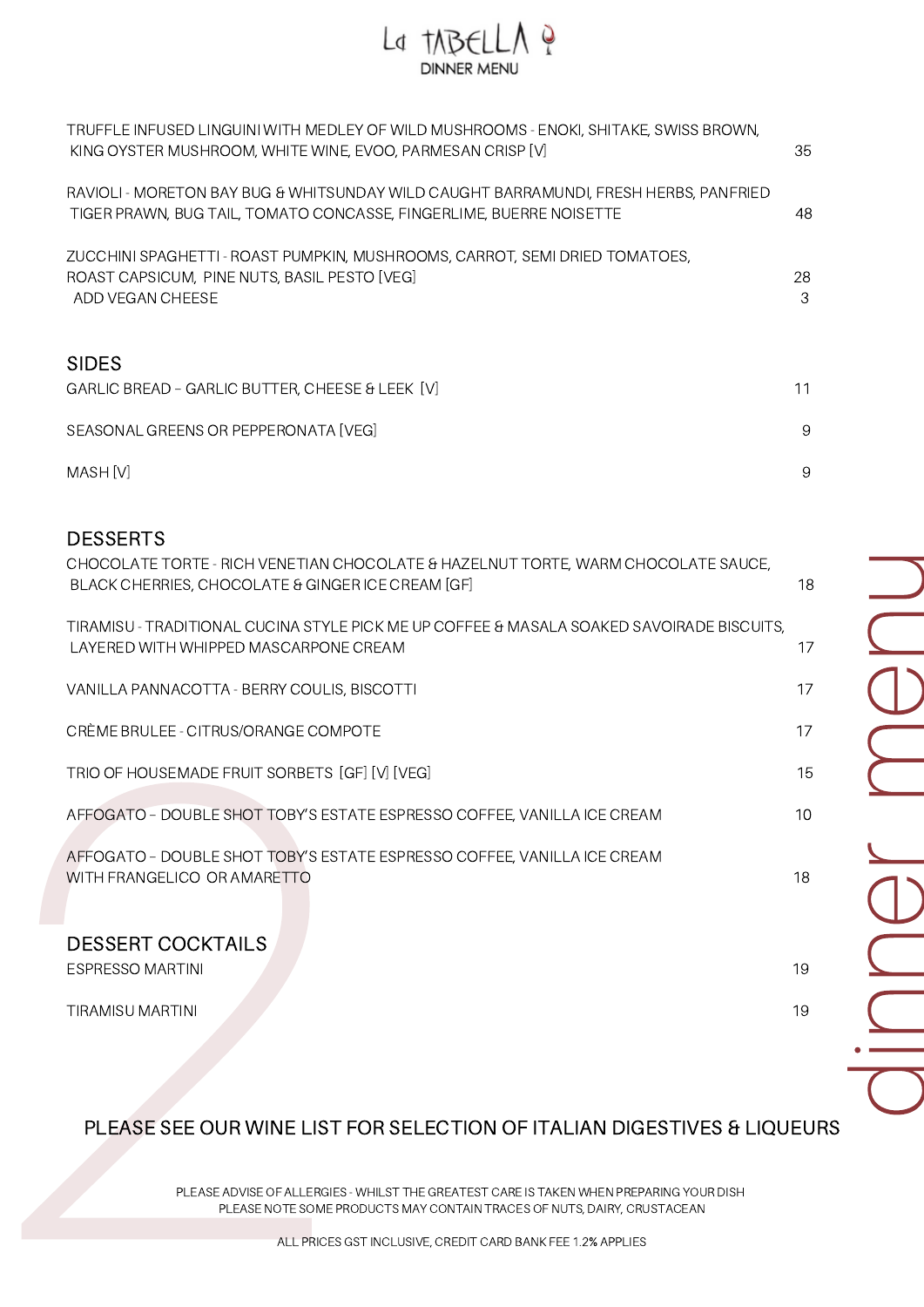# La TABELLA

DINNER MENU

| | |
|---|---|
| TRUFFLE INFUSED LINGUINI WITH MEDLEY OF WILD MUSHROOMS - ENOKI, SHITAKE, SWISS BROWN, KING OYSTER MUSHROOM, WHITE WINE, EVOO, PARMESAN CRISP [V] | 35 |
| RAVIOLI - MORETON BAY BUG & WHITSUNDAY WILD CAUGHT BARRAMUNDI, FRESH HERBS, PANFRIED TIGER PRAWN, BUG TAIL, TOMATO CONCASSE, FINGERLIME, BUERRE NOISETTE | 48 |
| ZUCCHINI SPAGHETTI - ROAST PUMPKIN, MUSHROOMS, CARROT, SEMI DRIED TOMATOES, ROAST CAPSICUM, PINE NUTS, BASIL PESTO [VEG] | 28 |
| ADD VEGAN CHEESE | 3 |

## SIDES

| | |
|---|---|
| GARLIC BREAD – GARLIC BUTTER, CHEESE & LEEK [V] | 11 |
| SEASONAL GREENS OR PEPPERONATA [VEG] | 9 |
| MASH [V] | 9 |

## DESSERTS

| | |
|---|---|
| CHOCOLATE TORTE - RICH VENETIAN CHOCOLATE & HAZELNUT TORTE, WARM CHOCOLATE SAUCE, BLACK CHERRIES, CHOCOLATE & GINGER ICE CREAM [GF] | 18 |
| TIRAMISU - TRADITIONAL CUCINA STYLE PICK ME UP COFFEE & MASALA SOAKED SAVOIRADE BISCUITS, LAYERED WITH WHIPPED MASCARPONE CREAM | 17 |
| VANILLA PANNACOTTA - BERRY COULIS, BISCOTTI | 17 |
| CRÈME BRULEE - CITRUS/ORANGE COMPOTE | 17 |
| TRIO OF HOUSEMADE FRUIT SORBETS [GF] [V] [VEG] | 15 |
| AFFOGATO – DOUBLE SHOT TOBY'S ESTATE ESPRESSO COFFEE, VANILLA ICE CREAM | 10 |
| AFFOGATO – DOUBLE SHOT TOBY'S ESTATE ESPRESSO COFFEE, VANILLA ICE CREAM WITH FRANGELICO OR AMARETTO | 18 |

## DESSERT COCKTAILS

| | |
|---|---|
| ESPRESSO MARTINI | 19 |
| TIRAMISU MARTINI | 19 |

dinner menu

PLEASE SEE OUR WINE LIST FOR SELECTION OF ITALIAN DIGESTIVES & LIQUEURS

PLEASE ADVISE OF ALLERGIES - WHILST THE GREATEST CARE IS TAKEN WHEN PREPARING YOUR DISH
PLEASE NOTE SOME PRODUCTS MAY CONTAIN TRACES OF NUTS, DAIRY, CRUSTACEAN

ALL PRICES GST INCLUSIVE, CREDIT CARD BANK FEE 1.2% APPLIES